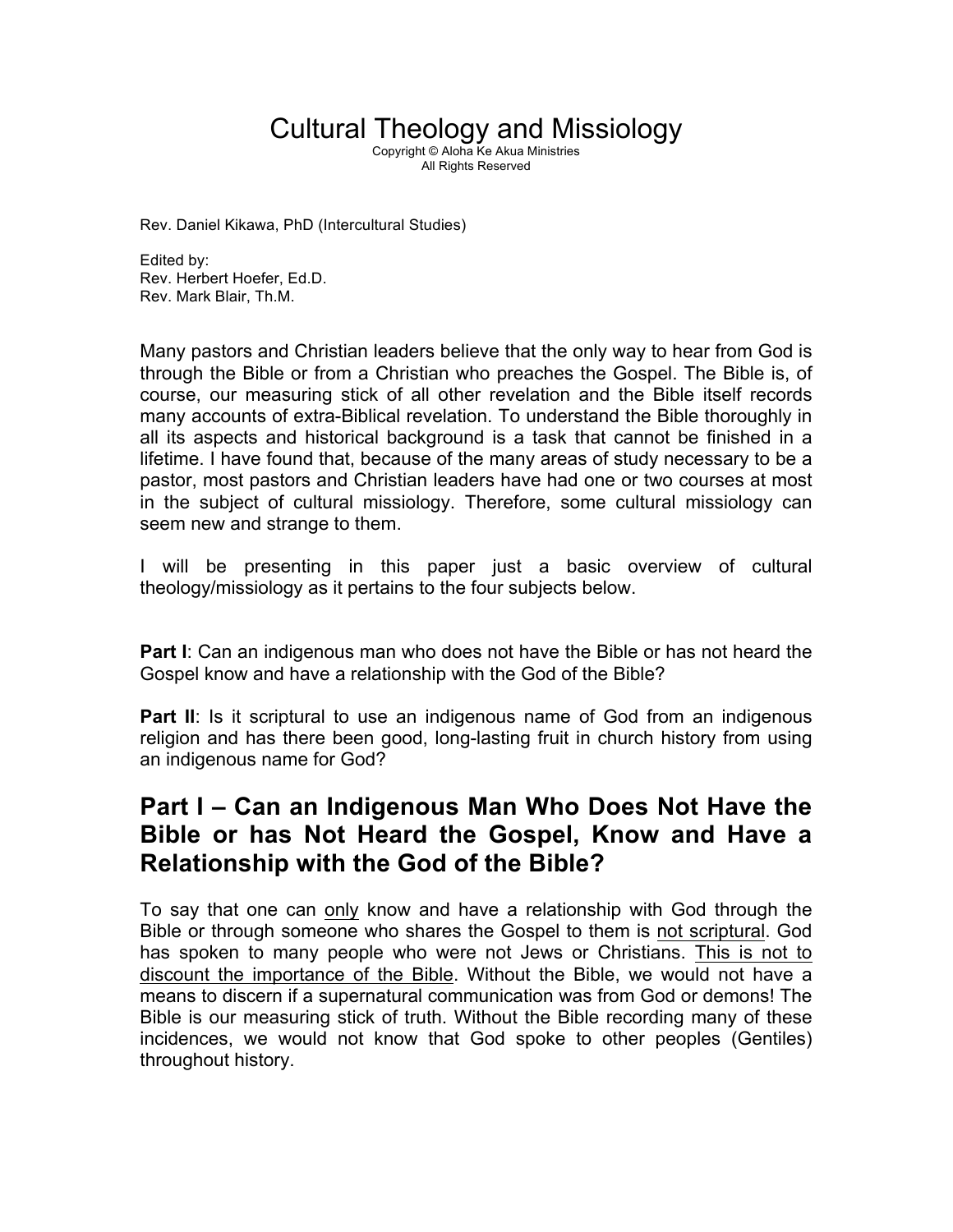# Cultural Theology and Missiology

Copyright © Aloha Ke Akua Ministries
All Rights Reserved

Rev. Daniel Kikawa, PhD (Intercultural Studies)

Edited by:
Rev. Herbert Hoefer, Ed.D.
Rev. Mark Blair, Th.M.

Many pastors and Christian leaders believe that the only way to hear from God is through the Bible or from a Christian who preaches the Gospel. The Bible is, of course, our measuring stick of all other revelation and the Bible itself records many accounts of extra-Biblical revelation. To understand the Bible thoroughly in all its aspects and historical background is a task that cannot be finished in a lifetime. I have found that, because of the many areas of study necessary to be a pastor, most pastors and Christian leaders have had one or two courses at most in the subject of cultural missiology. Therefore, some cultural missiology can seem new and strange to them.

I will be presenting in this paper just a basic overview of cultural theology/missiology as it pertains to the four subjects below.

**Part I**: Can an indigenous man who does not have the Bible or has not heard the Gospel know and have a relationship with the God of the Bible?

**Part II**: Is it scriptural to use an indigenous name of God from an indigenous religion and has there been good, long-lasting fruit in church history from using an indigenous name for God?

## Part I – Can an Indigenous Man Who Does Not Have the Bible or has Not Heard the Gospel, Know and Have a Relationship with the God of the Bible?

To say that one can <u>only</u> know and have a relationship with God through the Bible or through someone who shares the Gospel to them is <u>not scriptural</u>. God has spoken to many people who were not Jews or Christians. <u>This is not to discount the importance of the Bible</u>. Without the Bible, we would not have a means to discern if a supernatural communication was from God or demons! The Bible is our measuring stick of truth. Without the Bible recording many of these incidences, we would not know that God spoke to other peoples (Gentiles) throughout history.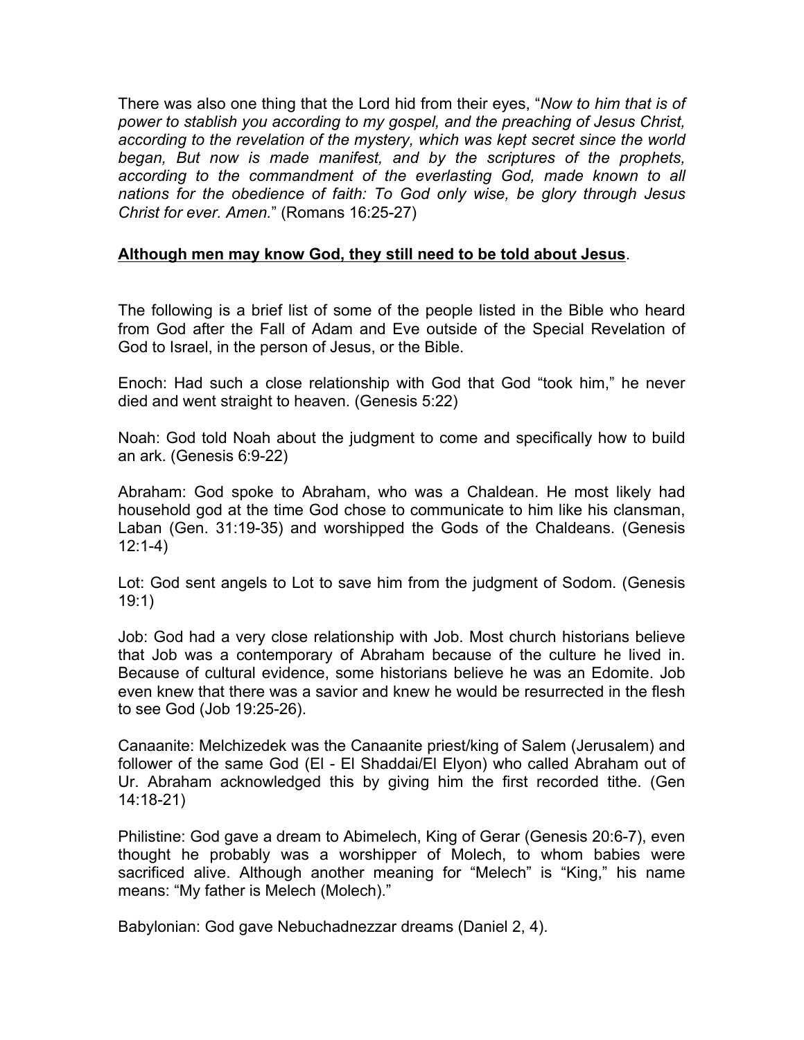There was also one thing that the Lord hid from their eyes, "*Now to him that is of power to stablish you according to my gospel, and the preaching of Jesus Christ, according to the revelation of the mystery, which was kept secret since the world began, But now is made manifest, and by the scriptures of the prophets, according to the commandment of the everlasting God, made known to all nations for the obedience of faith: To God only wise, be glory through Jesus Christ for ever. Amen.*" (Romans 16:25-27)

**<u>Although men may know God, they still need to be told about Jesus</u>**.

The following is a brief list of some of the people listed in the Bible who heard from God after the Fall of Adam and Eve outside of the Special Revelation of God to Israel, in the person of Jesus, or the Bible.

Enoch: Had such a close relationship with God that God "took him," he never died and went straight to heaven. (Genesis 5:22)

Noah: God told Noah about the judgment to come and specifically how to build an ark. (Genesis 6:9-22)

Abraham: God spoke to Abraham, who was a Chaldean. He most likely had household god at the time God chose to communicate to him like his clansman, Laban (Gen. 31:19-35) and worshipped the Gods of the Chaldeans. (Genesis 12:1-4)

Lot: God sent angels to Lot to save him from the judgment of Sodom. (Genesis 19:1)

Job: God had a very close relationship with Job. Most church historians believe that Job was a contemporary of Abraham because of the culture he lived in. Because of cultural evidence, some historians believe he was an Edomite. Job even knew that there was a savior and knew he would be resurrected in the flesh to see God (Job 19:25-26).

Canaanite: Melchizedek was the Canaanite priest/king of Salem (Jerusalem) and follower of the same God (El - El Shaddai/El Elyon) who called Abraham out of Ur. Abraham acknowledged this by giving him the first recorded tithe. (Gen 14:18-21)

Philistine: God gave a dream to Abimelech, King of Gerar (Genesis 20:6-7), even thought he probably was a worshipper of Molech, to whom babies were sacrificed alive. Although another meaning for "Melech" is "King," his name means: "My father is Melech (Molech)."

Babylonian: God gave Nebuchadnezzar dreams (Daniel 2, 4).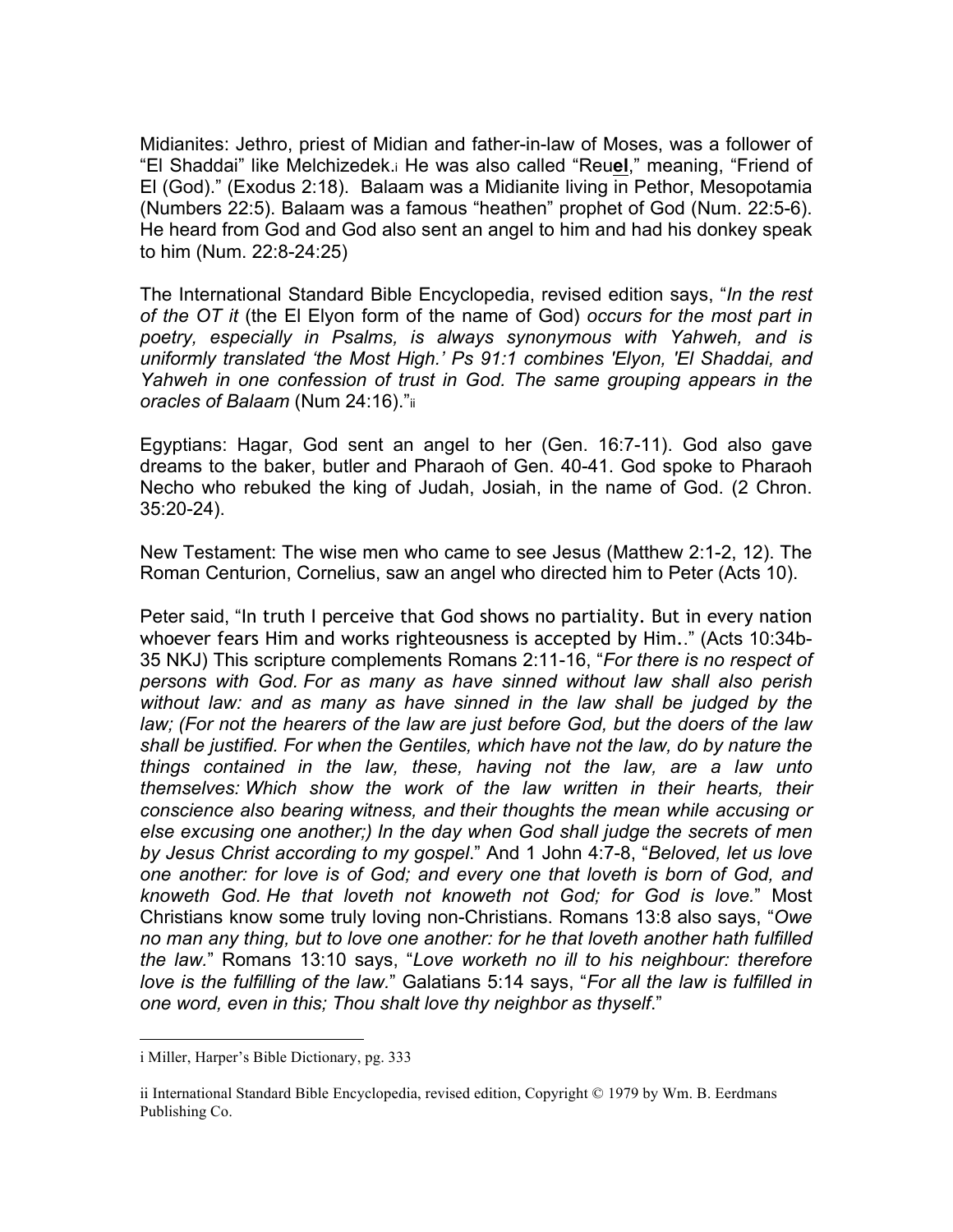Midianites: Jethro, priest of Midian and father-in-law of Moses, was a follower of "El Shaddai" like Melchizedek.[i] He was also called "Reu**el**," meaning, "Friend of El (God)." (Exodus 2:18). Balaam was a Midianite living in Pethor, Mesopotamia (Numbers 22:5). Balaam was a famous "heathen" prophet of God (Num. 22:5-6). He heard from God and God also sent an angel to him and had his donkey speak to him (Num. 22:8-24:25)

The International Standard Bible Encyclopedia, revised edition says, "*In the rest of the OT it* (the El Elyon form of the name of God) *occurs for the most part in poetry, especially in Psalms, is always synonymous with Yahweh, and is uniformly translated 'the Most High.' Ps 91:1 combines 'Elyon, 'El Shaddai, and Yahweh in one confession of trust in God. The same grouping appears in the oracles of Balaam* (Num 24:16)."[ii]

Egyptians: Hagar, God sent an angel to her (Gen. 16:7-11). God also gave dreams to the baker, butler and Pharaoh of Gen. 40-41. God spoke to Pharaoh Necho who rebuked the king of Judah, Josiah, in the name of God. (2 Chron. 35:20-24).

New Testament: The wise men who came to see Jesus (Matthew 2:1-2, 12). The Roman Centurion, Cornelius, saw an angel who directed him to Peter (Acts 10).

Peter said, "In truth I perceive that God shows no partiality. But in every nation whoever fears Him and works righteousness is accepted by Him.." (Acts 10:34b-35 NKJ) This scripture complements Romans 2:11-16, "*For there is no respect of persons with God. For as many as have sinned without law shall also perish without law: and as many as have sinned in the law shall be judged by the law; (For not the hearers of the law are just before God, but the doers of the law shall be justified. For when the Gentiles, which have not the law, do by nature the things contained in the law, these, having not the law, are a law unto themselves: Which show the work of the law written in their hearts, their conscience also bearing witness, and their thoughts the mean while accusing or else excusing one another;) In the day when God shall judge the secrets of men by Jesus Christ according to my gospel*." And 1 John 4:7-8, "*Beloved, let us love one another: for love is of God; and every one that loveth is born of God, and knoweth God. He that loveth not knoweth not God; for God is love.*" Most Christians know some truly loving non-Christians. Romans 13:8 also says, "*Owe no man any thing, but to love one another: for he that loveth another hath fulfilled the law.*" Romans 13:10 says, "*Love worketh no ill to his neighbour: therefore love is the fulfilling of the law.*" Galatians 5:14 says, "*For all the law is fulfilled in one word, even in this; Thou shalt love thy neighbor as thyself*."

---

i Miller, Harper's Bible Dictionary, pg. 333

ii International Standard Bible Encyclopedia, revised edition, Copyright © 1979 by Wm. B. Eerdmans Publishing Co.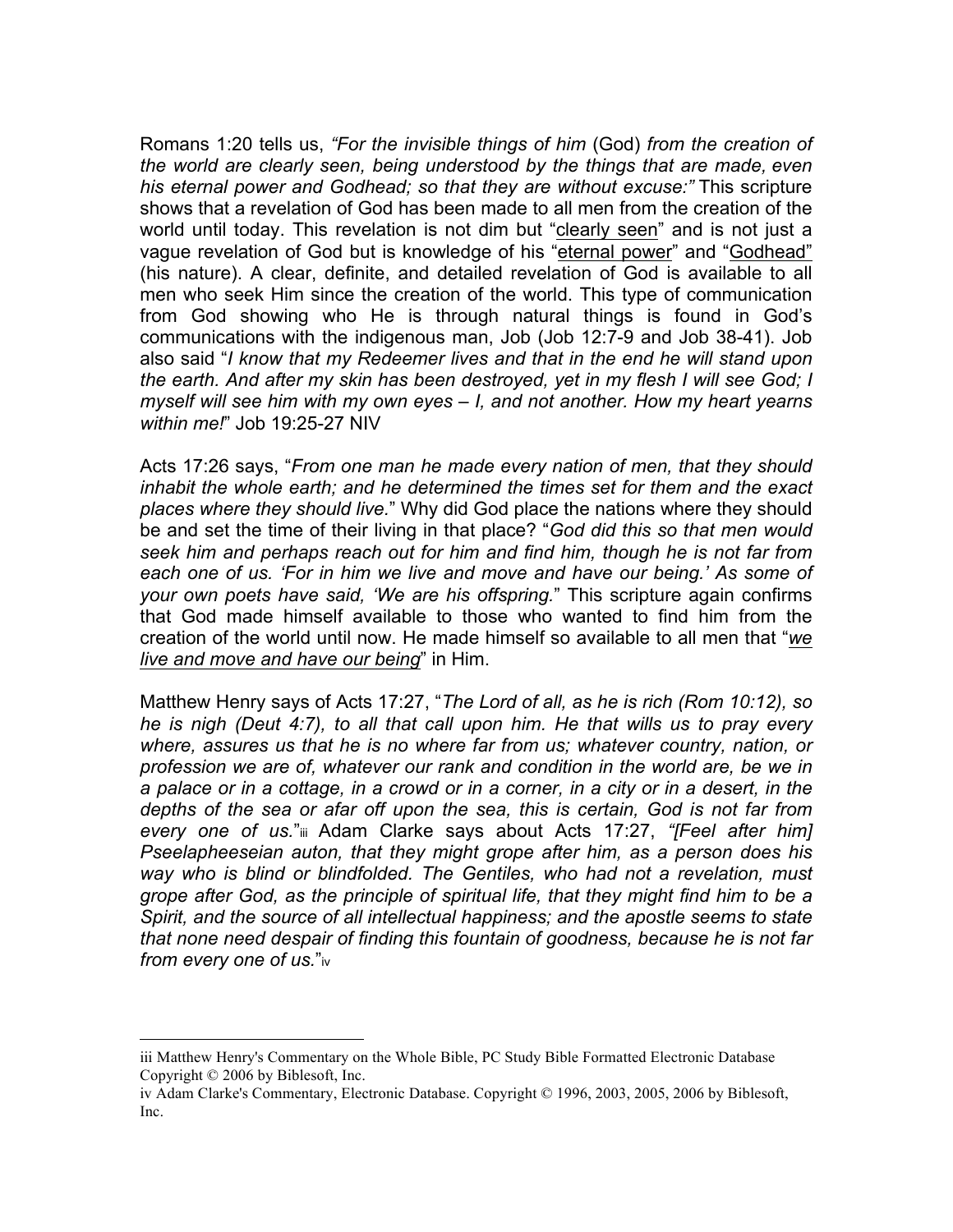Romans 1:20 tells us, *"For the invisible things of him* (God) *from the creation of the world are clearly seen, being understood by the things that are made, even his eternal power and Godhead; so that they are without excuse:"* This scripture shows that a revelation of God has been made to all men from the creation of the world until today. This revelation is not dim but "<u>clearly seen</u>" and is not just a vague revelation of God but is knowledge of his "<u>eternal power</u>" and "<u>Godhead</u>" (his nature). A clear, definite, and detailed revelation of God is available to all men who seek Him since the creation of the world. This type of communication from God showing who He is through natural things is found in God's communications with the indigenous man, Job (Job 12:7-9 and Job 38-41). Job also said "*I know that my Redeemer lives and that in the end he will stand upon the earth. And after my skin has been destroyed, yet in my flesh I will see God; I myself will see him with my own eyes – I, and not another. How my heart yearns within me!*" Job 19:25-27 NIV

Acts 17:26 says, "*From one man he made every nation of men, that they should inhabit the whole earth; and he determined the times set for them and the exact places where they should live.*" Why did God place the nations where they should be and set the time of their living in that place? "*God did this so that men would seek him and perhaps reach out for him and find him, though he is not far from each one of us. 'For in him we live and move and have our being.' As some of your own poets have said, 'We are his offspring.*" This scripture again confirms that God made himself available to those who wanted to find him from the creation of the world until now. He made himself so available to all men that "<u>*we live and move and have our being*</u>" in Him.

Matthew Henry says of Acts 17:27, "*The Lord of all, as he is rich (Rom 10:12), so he is nigh (Deut 4:7), to all that call upon him. He that wills us to pray every where, assures us that he is no where far from us; whatever country, nation, or profession we are of, whatever our rank and condition in the world are, be we in a palace or in a cottage, in a crowd or in a corner, in a city or in a desert, in the depths of the sea or afar off upon the sea, this is certain, God is not far from every one of us.*"[iii] Adam Clarke says about Acts 17:27, *"[Feel after him] Pseelapheeseian auton, that they might grope after him, as a person does his way who is blind or blindfolded. The Gentiles, who had not a revelation, must grope after God, as the principle of spiritual life, that they might find him to be a Spirit, and the source of all intellectual happiness; and the apostle seems to state that none need despair of finding this fountain of goodness, because he is not far from every one of us.*"[iv]

---

iii Matthew Henry's Commentary on the Whole Bible, PC Study Bible Formatted Electronic Database Copyright © 2006 by Biblesoft, Inc.

iv Adam Clarke's Commentary, Electronic Database. Copyright © 1996, 2003, 2005, 2006 by Biblesoft, Inc.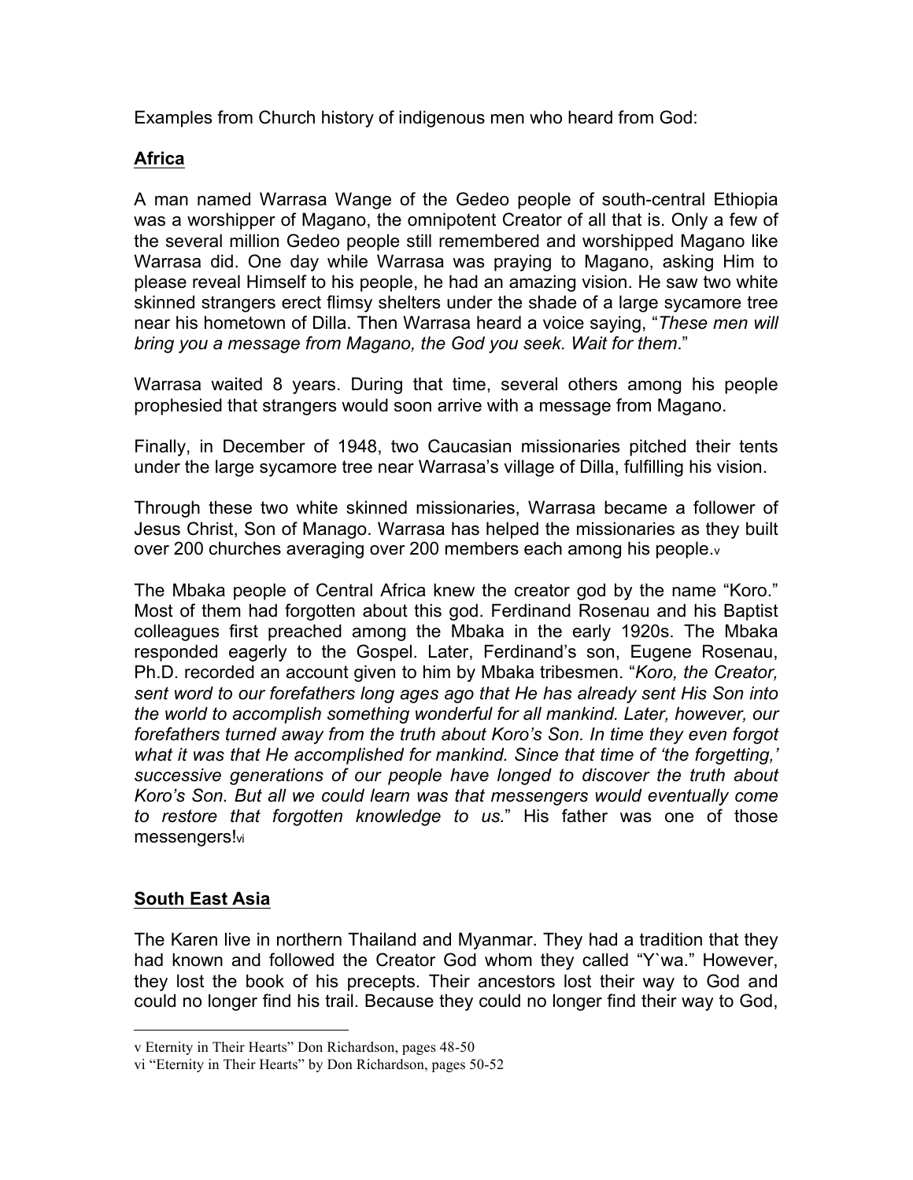Examples from Church history of indigenous men who heard from God:

## Africa

A man named Warrasa Wange of the Gedeo people of south-central Ethiopia was a worshipper of Magano, the omnipotent Creator of all that is. Only a few of the several million Gedeo people still remembered and worshipped Magano like Warrasa did. One day while Warrasa was praying to Magano, asking Him to please reveal Himself to his people, he had an amazing vision. He saw two white skinned strangers erect flimsy shelters under the shade of a large sycamore tree near his hometown of Dilla. Then Warrasa heard a voice saying, "*These men will bring you a message from Magano, the God you seek. Wait for them*."

Warrasa waited 8 years. During that time, several others among his people prophesied that strangers would soon arrive with a message from Magano.

Finally, in December of 1948, two Caucasian missionaries pitched their tents under the large sycamore tree near Warrasa's village of Dilla, fulfilling his vision.

Through these two white skinned missionaries, Warrasa became a follower of Jesus Christ, Son of Manago. Warrasa has helped the missionaries as they built over 200 churches averaging over 200 members each among his people.[v]

The Mbaka people of Central Africa knew the creator god by the name "Koro." Most of them had forgotten about this god. Ferdinand Rosenau and his Baptist colleagues first preached among the Mbaka in the early 1920s. The Mbaka responded eagerly to the Gospel. Later, Ferdinand's son, Eugene Rosenau, Ph.D. recorded an account given to him by Mbaka tribesmen. "*Koro, the Creator, sent word to our forefathers long ages ago that He has already sent His Son into the world to accomplish something wonderful for all mankind. Later, however, our forefathers turned away from the truth about Koro's Son. In time they even forgot what it was that He accomplished for mankind. Since that time of 'the forgetting,' successive generations of our people have longed to discover the truth about Koro's Son. But all we could learn was that messengers would eventually come to restore that forgotten knowledge to us.*" His father was one of those messengers![vi]

## South East Asia

The Karen live in northern Thailand and Myanmar. They had a tradition that they had known and followed the Creator God whom they called "Y`wa." However, they lost the book of his precepts. Their ancestors lost their way to God and could no longer find his trail. Because they could no longer find their way to God,

---

v Eternity in Their Hearts" Don Richardson, pages 48-50

vi "Eternity in Their Hearts" by Don Richardson, pages 50-52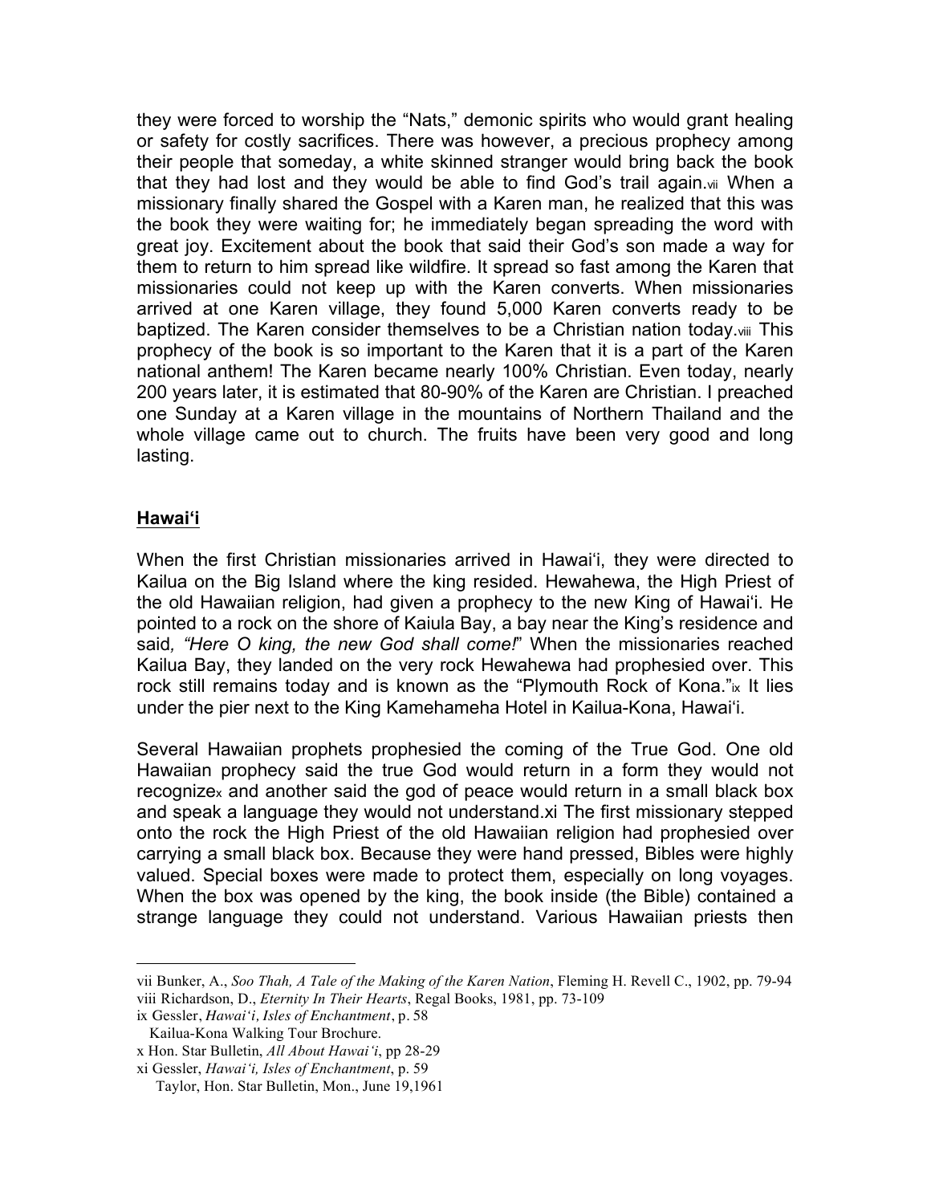they were forced to worship the "Nats," demonic spirits who would grant healing or safety for costly sacrifices. There was however, a precious prophecy among their people that someday, a white skinned stranger would bring back the book that they had lost and they would be able to find God's trail again.[vii] When a missionary finally shared the Gospel with a Karen man, he realized that this was the book they were waiting for; he immediately began spreading the word with great joy. Excitement about the book that said their God's son made a way for them to return to him spread like wildfire. It spread so fast among the Karen that missionaries could not keep up with the Karen converts. When missionaries arrived at one Karen village, they found 5,000 Karen converts ready to be baptized. The Karen consider themselves to be a Christian nation today.[viii] This prophecy of the book is so important to the Karen that it is a part of the Karen national anthem! The Karen became nearly 100% Christian. Even today, nearly 200 years later, it is estimated that 80-90% of the Karen are Christian. I preached one Sunday at a Karen village in the mountains of Northern Thailand and the whole village came out to church. The fruits have been very good and long lasting.

## **Hawai'i**

When the first Christian missionaries arrived in Hawai'i, they were directed to Kailua on the Big Island where the king resided. Hewahewa, the High Priest of the old Hawaiian religion, had given a prophecy to the new King of Hawai'i. He pointed to a rock on the shore of Kaiula Bay, a bay near the King's residence and said, *"Here O king, the new God shall come!*" When the missionaries reached Kailua Bay, they landed on the very rock Hewahewa had prophesied over. This rock still remains today and is known as the "Plymouth Rock of Kona."[ix] It lies under the pier next to the King Kamehameha Hotel in Kailua-Kona, Hawai'i.

Several Hawaiian prophets prophesied the coming of the True God. One old Hawaiian prophecy said the true God would return in a form they would not recognize[x] and another said the god of peace would return in a small black box and speak a language they would not understand.xi The first missionary stepped onto the rock the High Priest of the old Hawaiian religion had prophesied over carrying a small black box. Because they were hand pressed, Bibles were highly valued. Special boxes were made to protect them, especially on long voyages. When the box was opened by the king, the book inside (the Bible) contained a strange language they could not understand. Various Hawaiian priests then

---

vii Bunker, A., *Soo Thah, A Tale of the Making of the Karen Nation*, Fleming H. Revell C., 1902, pp. 79-94

viii Richardson, D., *Eternity In Their Hearts*, Regal Books, 1981, pp. 73-109

ix Gessler, *Hawai'i, Isles of Enchantment*, p. 58
Kailua-Kona Walking Tour Brochure.

x Hon. Star Bulletin, *All About Hawai'i*, pp 28-29

xi Gessler, *Hawai'i, Isles of Enchantment*, p. 59
Taylor, Hon. Star Bulletin, Mon., June 19,1961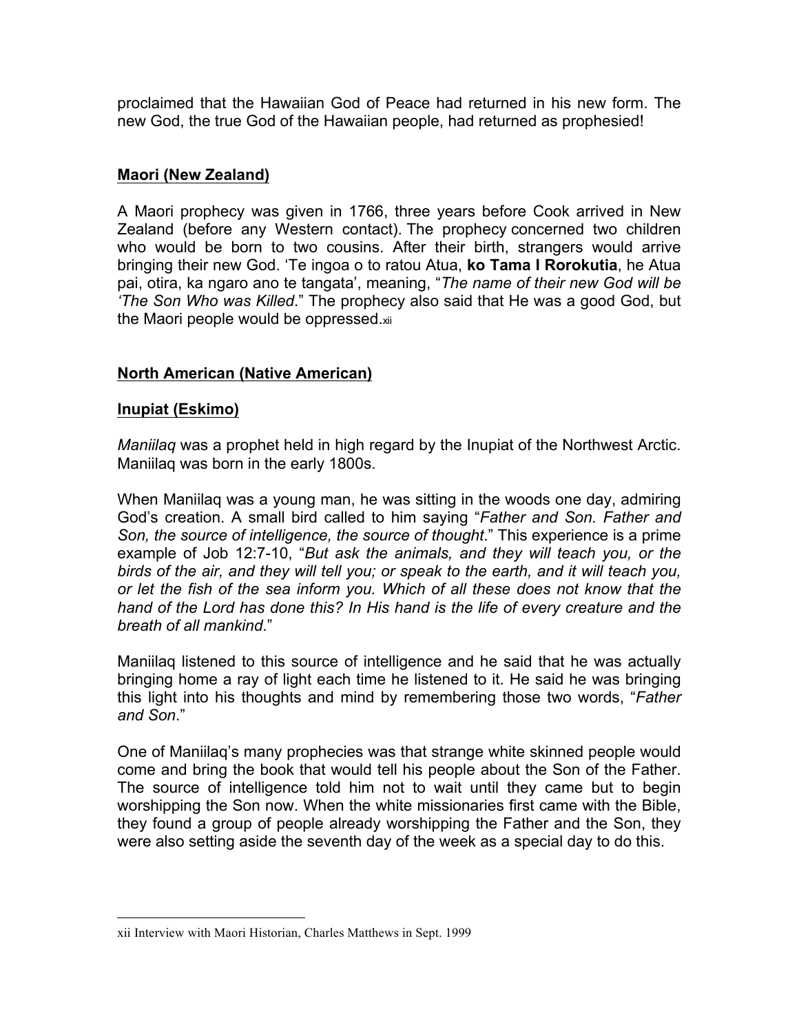proclaimed that the Hawaiian God of Peace had returned in his new form. The new God, the true God of the Hawaiian people, had returned as prophesied!

## Maori (New Zealand)

A Maori prophecy was given in 1766, three years before Cook arrived in New Zealand (before any Western contact). The prophecy concerned two children who would be born to two cousins. After their birth, strangers would arrive bringing their new God. 'Te ingoa o to ratou Atua, **ko Tama I Rorokutia**, he Atua pai, otira, ka ngaro ano te tangata', meaning, "*The name of their new God will be 'The Son Who was Killed*." The prophecy also said that He was a good God, but the Maori people would be oppressed.[xii]

## North American (Native American)

### Inupiat (Eskimo)

*Maniilaq* was a prophet held in high regard by the Inupiat of the Northwest Arctic. Maniilaq was born in the early 1800s.

When Maniilaq was a young man, he was sitting in the woods one day, admiring God's creation. A small bird called to him saying "*Father and Son. Father and Son, the source of intelligence, the source of thought*." This experience is a prime example of Job 12:7-10, "*But ask the animals, and they will teach you, or the birds of the air, and they will tell you; or speak to the earth, and it will teach you, or let the fish of the sea inform you. Which of all these does not know that the hand of the Lord has done this? In His hand is the life of every creature and the breath of all mankind*."

Maniilaq listened to this source of intelligence and he said that he was actually bringing home a ray of light each time he listened to it. He said he was bringing this light into his thoughts and mind by remembering those two words, "*Father and Son*."

One of Maniilaq's many prophecies was that strange white skinned people would come and bring the book that would tell his people about the Son of the Father. The source of intelligence told him not to wait until they came but to begin worshipping the Son now. When the white missionaries first came with the Bible, they found a group of people already worshipping the Father and the Son, they were also setting aside the seventh day of the week as a special day to do this.

---

xii Interview with Maori Historian, Charles Matthews in Sept. 1999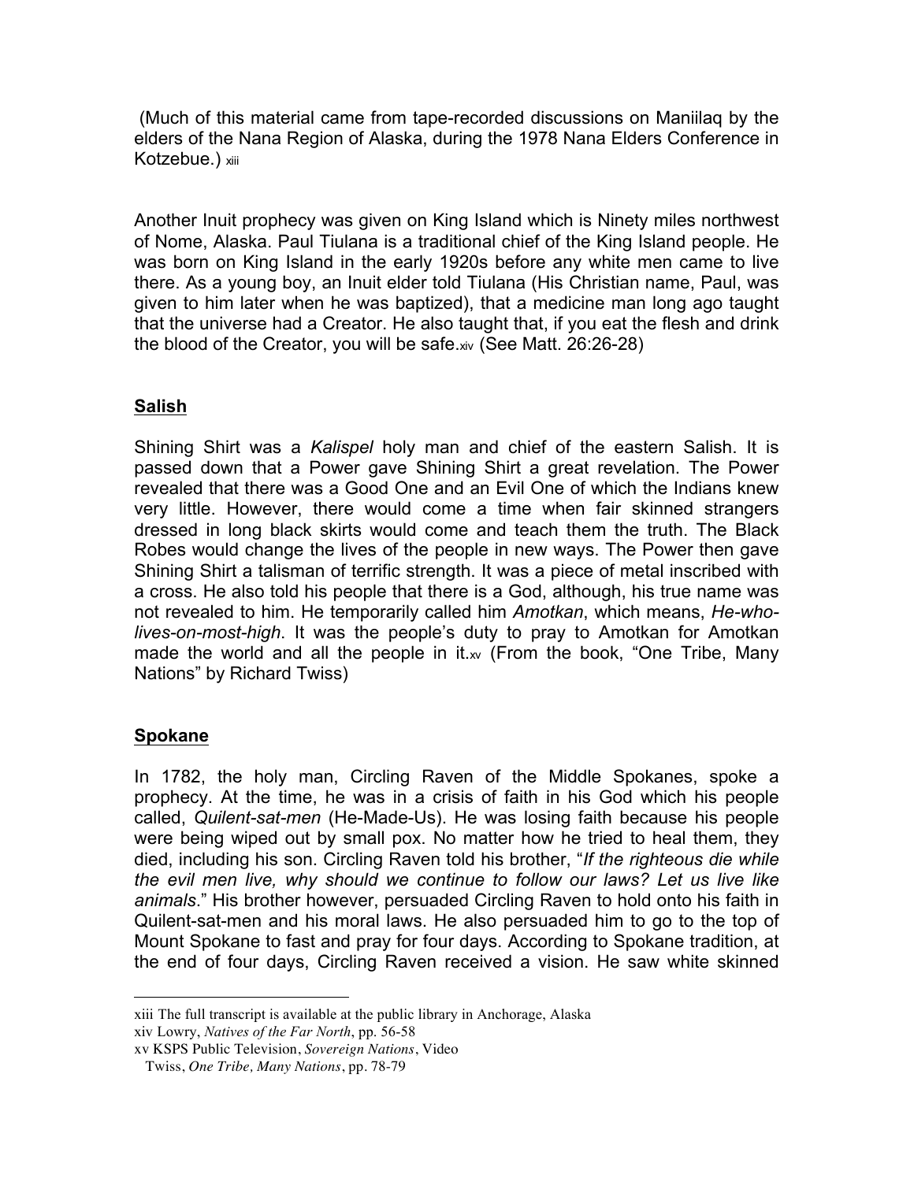(Much of this material came from tape-recorded discussions on Maniilaq by the elders of the Nana Region of Alaska, during the 1978 Nana Elders Conference in Kotzebue.) [xiii]

Another Inuit prophecy was given on King Island which is Ninety miles northwest of Nome, Alaska. Paul Tiulana is a traditional chief of the King Island people. He was born on King Island in the early 1920s before any white men came to live there. As a young boy, an Inuit elder told Tiulana (His Christian name, Paul, was given to him later when he was baptized), that a medicine man long ago taught that the universe had a Creator. He also taught that, if you eat the flesh and drink the blood of the Creator, you will be safe.[xiv] (See Matt. 26:26-28)

**Salish**

Shining Shirt was a *Kalispel* holy man and chief of the eastern Salish. It is passed down that a Power gave Shining Shirt a great revelation. The Power revealed that there was a Good One and an Evil One of which the Indians knew very little. However, there would come a time when fair skinned strangers dressed in long black skirts would come and teach them the truth. The Black Robes would change the lives of the people in new ways. The Power then gave Shining Shirt a talisman of terrific strength. It was a piece of metal inscribed with a cross. He also told his people that there is a God, although, his true name was not revealed to him. He temporarily called him *Amotkan*, which means, *He-who-lives-on-most-high*. It was the people's duty to pray to Amotkan for Amotkan made the world and all the people in it.[xv] (From the book, "One Tribe, Many Nations" by Richard Twiss)

**Spokane**

In 1782, the holy man, Circling Raven of the Middle Spokanes, spoke a prophecy. At the time, he was in a crisis of faith in his God which his people called, *Quilent-sat-men* (He-Made-Us). He was losing faith because his people were being wiped out by small pox. No matter how he tried to heal them, they died, including his son. Circling Raven told his brother, "*If the righteous die while the evil men live, why should we continue to follow our laws? Let us live like animals*." His brother however, persuaded Circling Raven to hold onto his faith in Quilent-sat-men and his moral laws. He also persuaded him to go to the top of Mount Spokane to fast and pray for four days. According to Spokane tradition, at the end of four days, Circling Raven received a vision. He saw white skinned

---

xiii The full transcript is available at the public library in Anchorage, Alaska

xiv Lowry, *Natives of the Far North*, pp. 56-58

xv KSPS Public Television, *Sovereign Nations*, Video
Twiss, *One Tribe, Many Nations*, pp. 78-79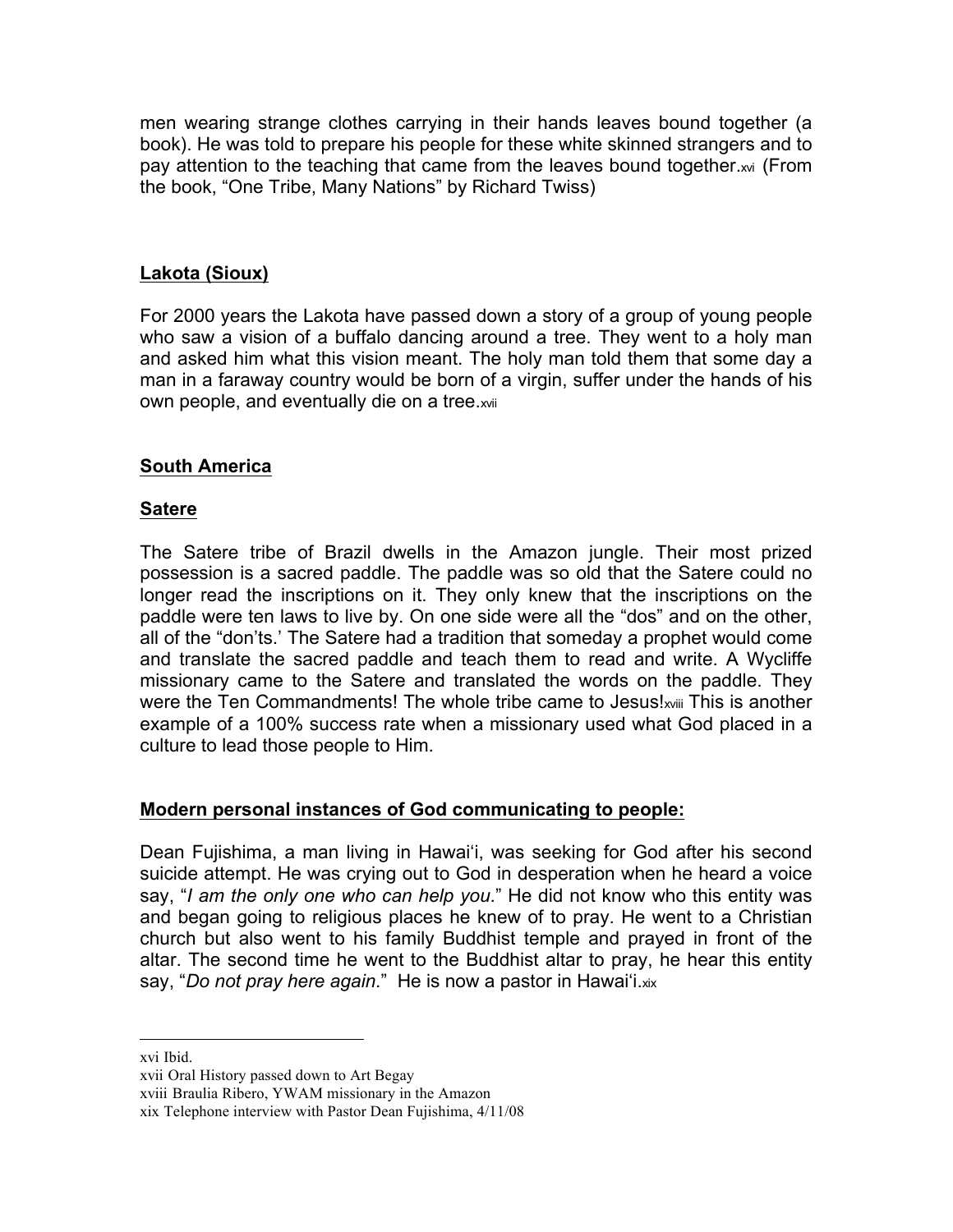men wearing strange clothes carrying in their hands leaves bound together (a book). He was told to prepare his people for these white skinned strangers and to pay attention to the teaching that came from the leaves bound together.[xvi] (From the book, "One Tribe, Many Nations" by Richard Twiss)

## <u>Lakota (Sioux)</u>

For 2000 years the Lakota have passed down a story of a group of young people who saw a vision of a buffalo dancing around a tree. They went to a holy man and asked him what this vision meant. The holy man told them that some day a man in a faraway country would be born of a virgin, suffer under the hands of his own people, and eventually die on a tree.[xvii]

## <u>South America</u>

## <u>Satere</u>

The Satere tribe of Brazil dwells in the Amazon jungle. Their most prized possession is a sacred paddle. The paddle was so old that the Satere could no longer read the inscriptions on it. They only knew that the inscriptions on the paddle were ten laws to live by. On one side were all the "dos" and on the other, all of the "don'ts.' The Satere had a tradition that someday a prophet would come and translate the sacred paddle and teach them to read and write. A Wycliffe missionary came to the Satere and translated the words on the paddle. They were the Ten Commandments! The whole tribe came to Jesus![xviii] This is another example of a 100% success rate when a missionary used what God placed in a culture to lead those people to Him.

## <u>Modern personal instances of God communicating to people:</u>

Dean Fujishima, a man living in Hawai'i, was seeking for God after his second suicide attempt. He was crying out to God in desperation when he heard a voice say, "*I am the only one who can help you*." He did not know who this entity was and began going to religious places he knew of to pray. He went to a Christian church but also went to his family Buddhist temple and prayed in front of the altar. The second time he went to the Buddhist altar to pray, he hear this entity say, "*Do not pray here again*." He is now a pastor in Hawai'i.[xix]

---

xvi Ibid.

xvii Oral History passed down to Art Begay

xviii Braulia Ribero, YWAM missionary in the Amazon

xix Telephone interview with Pastor Dean Fujishima, 4/11/08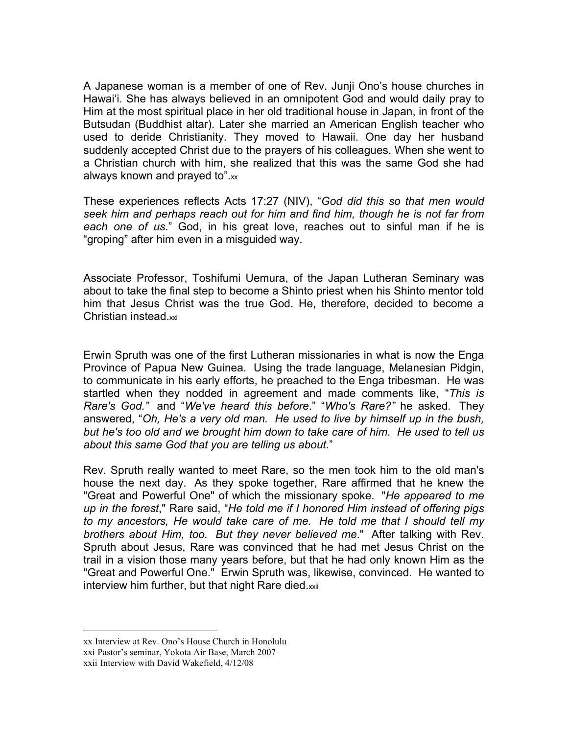A Japanese woman is a member of one of Rev. Junji Ono's house churches in Hawai'i. She has always believed in an omnipotent God and would daily pray to Him at the most spiritual place in her old traditional house in Japan, in front of the Butsudan (Buddhist altar). Later she married an American English teacher who used to deride Christianity. They moved to Hawaii. One day her husband suddenly accepted Christ due to the prayers of his colleagues. When she went to a Christian church with him, she realized that this was the same God she had always known and prayed to".[xx]

These experiences reflects Acts 17:27 (NIV), "*God did this so that men would seek him and perhaps reach out for him and find him, though he is not far from each one of us*." God, in his great love, reaches out to sinful man if he is "groping" after him even in a misguided way.

Associate Professor, Toshifumi Uemura, of the Japan Lutheran Seminary was about to take the final step to become a Shinto priest when his Shinto mentor told him that Jesus Christ was the true God. He, therefore, decided to become a Christian instead.[xxi]

Erwin Spruth was one of the first Lutheran missionaries in what is now the Enga Province of Papua New Guinea. Using the trade language, Melanesian Pidgin, to communicate in his early efforts, he preached to the Enga tribesman. He was startled when they nodded in agreement and made comments like, "*This is Rare's God.*" and "*We've heard this before*." "*Who's Rare?*" he asked. They answered, "*Oh, He's a very old man. He used to live by himself up in the bush, but he's too old and we brought him down to take care of him. He used to tell us about this same God that you are telling us about*."

Rev. Spruth really wanted to meet Rare, so the men took him to the old man's house the next day. As they spoke together, Rare affirmed that he knew the "Great and Powerful One" of which the missionary spoke. "*He appeared to me up in the forest*," Rare said, "*He told me if I honored Him instead of offering pigs to my ancestors, He would take care of me. He told me that I should tell my brothers about Him, too. But they never believed me*." After talking with Rev. Spruth about Jesus, Rare was convinced that he had met Jesus Christ on the trail in a vision those many years before, but that he had only known Him as the "Great and Powerful One." Erwin Spruth was, likewise, convinced. He wanted to interview him further, but that night Rare died.[xxii]

---

xx Interview at Rev. Ono's House Church in Honolulu

xxi Pastor's seminar, Yokota Air Base, March 2007

xxii Interview with David Wakefield, 4/12/08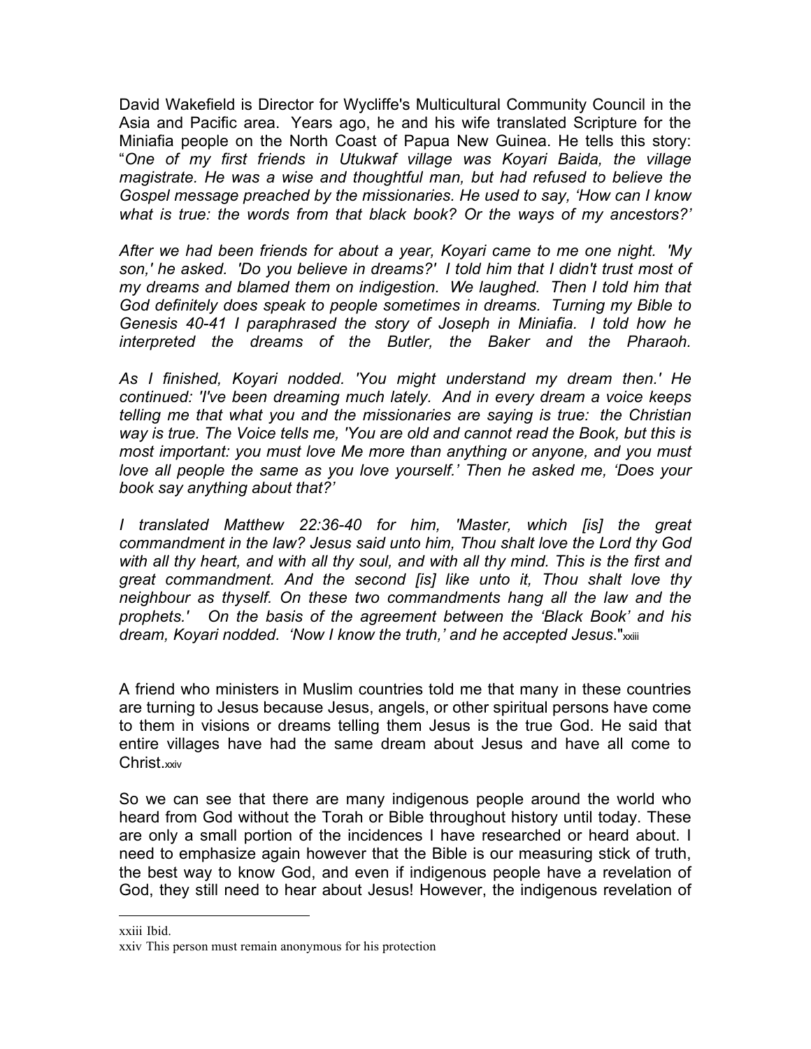David Wakefield is Director for Wycliffe's Multicultural Community Council in the Asia and Pacific area. Years ago, he and his wife translated Scripture for the Miniafia people on the North Coast of Papua New Guinea. He tells this story: "*One of my first friends in Utukwaf village was Koyari Baida, the village magistrate. He was a wise and thoughtful man, but had refused to believe the Gospel message preached by the missionaries. He used to say, 'How can I know what is true: the words from that black book? Or the ways of my ancestors?'*

*After we had been friends for about a year, Koyari came to me one night. 'My son,' he asked. 'Do you believe in dreams?' I told him that I didn't trust most of my dreams and blamed them on indigestion. We laughed. Then I told him that God definitely does speak to people sometimes in dreams. Turning my Bible to Genesis 40-41 I paraphrased the story of Joseph in Miniafia. I told how he interpreted the dreams of the Butler, the Baker and the Pharaoh.*

*As I finished, Koyari nodded. 'You might understand my dream then.' He continued: 'I've been dreaming much lately. And in every dream a voice keeps telling me that what you and the missionaries are saying is true: the Christian way is true. The Voice tells me, 'You are old and cannot read the Book, but this is most important: you must love Me more than anything or anyone, and you must love all people the same as you love yourself.' Then he asked me, 'Does your book say anything about that?'*

*I translated Matthew 22:36-40 for him, 'Master, which [is] the great commandment in the law? Jesus said unto him, Thou shalt love the Lord thy God with all thy heart, and with all thy soul, and with all thy mind. This is the first and great commandment. And the second [is] like unto it, Thou shalt love thy neighbour as thyself. On these two commandments hang all the law and the prophets.' On the basis of the agreement between the 'Black Book' and his dream, Koyari nodded. 'Now I know the truth,' and he accepted Jesus*."[xxiii]

A friend who ministers in Muslim countries told me that many in these countries are turning to Jesus because Jesus, angels, or other spiritual persons have come to them in visions or dreams telling them Jesus is the true God. He said that entire villages have had the same dream about Jesus and have all come to Christ.[xxiv]

So we can see that there are many indigenous people around the world who heard from God without the Torah or Bible throughout history until today. These are only a small portion of the incidences I have researched or heard about. I need to emphasize again however that the Bible is our measuring stick of truth, the best way to know God, and even if indigenous people have a revelation of God, they still need to hear about Jesus! However, the indigenous revelation of

---

xxiii Ibid.

xxiv This person must remain anonymous for his protection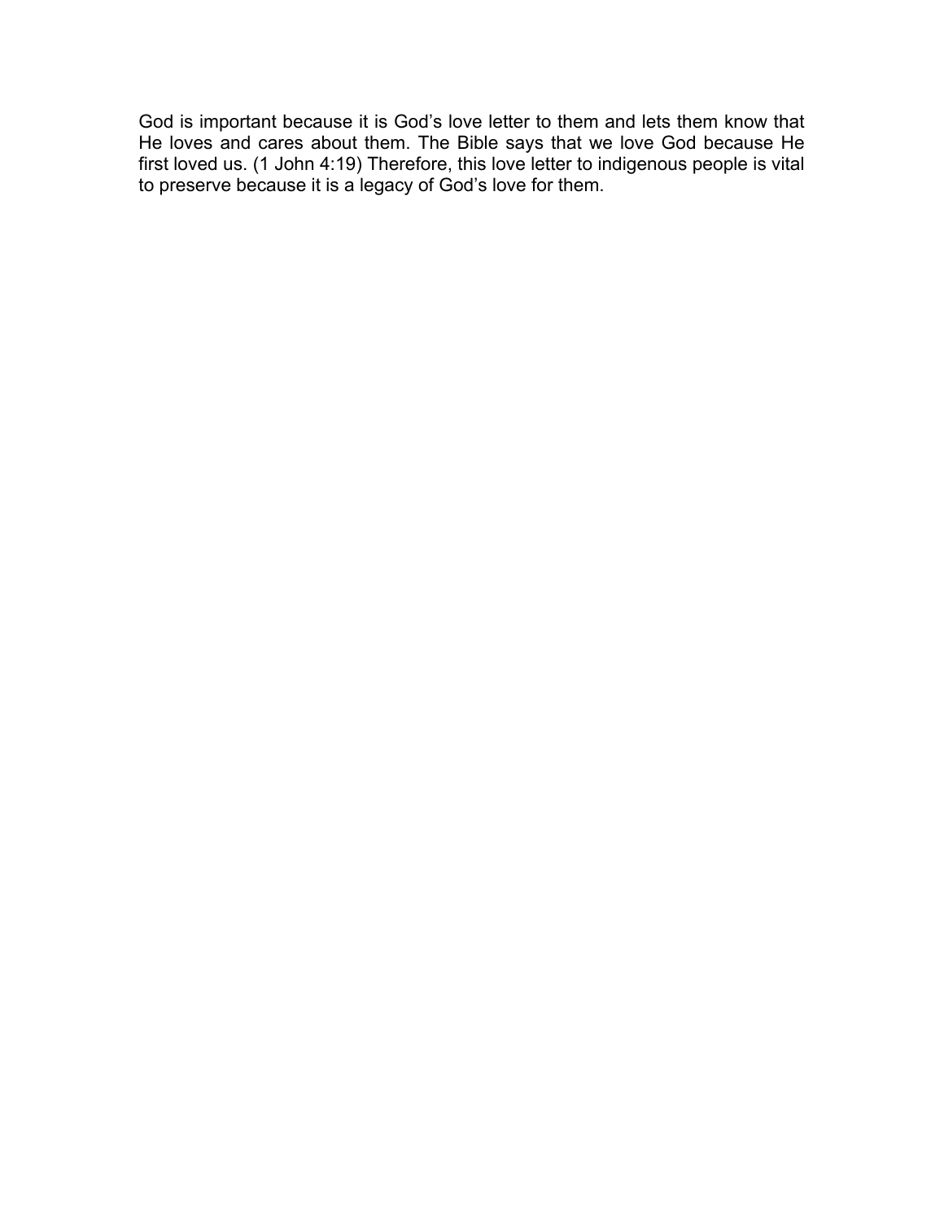God is important because it is God's love letter to them and lets them know that He loves and cares about them. The Bible says that we love God because He first loved us. (1 John 4:19) Therefore, this love letter to indigenous people is vital to preserve because it is a legacy of God's love for them.